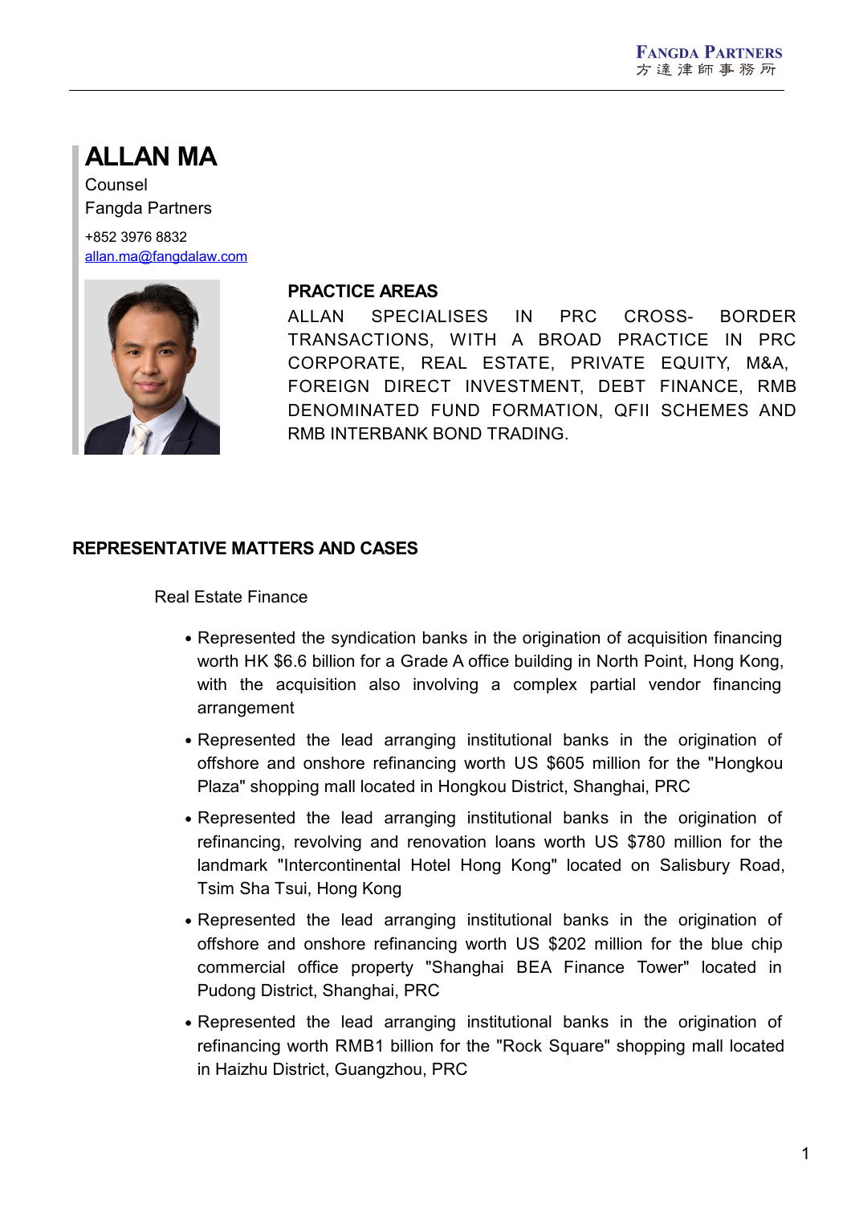# ALLAN MA

Counsel

Fangda Partners

+852 3976 8832

allan.ma@fangdalaw.com

## PRACTICE AREAS

ALLAN SPECIALISES IN PRC CROSS- BORDER TRANSACTIONS, WITH A BROAD PRACTICE IN PRC CORPORATE, REAL ESTATE, PRIVATE EQUITY, M&A, FOREIGN DIRECT INVESTMENT, DEBT FINANCE, RMB DENOMINATED FUND FORMATION, QFII SCHEMES AND RMB INTERBANK BOND TRADING.

## REPRESENTATIVE MATTERS AND CASES

Real Estate Finance

- Represented the syndication banks in the origination of acquisition financing worth HK $6.6 billion for a Grade A office building in North Point, Hong Kong, with the acquisition also involving a complex partial vendor financing arrangement
- Represented the lead arranging institutional banks in the origination of offshore and onshore refinancing worth US $605 million for the "Hongkou Plaza" shopping mall located in Hongkou District, Shanghai, PRC
- Represented the lead arranging institutional banks in the origination of refinancing, revolving and renovation loans worth US $780 million for the landmark "Intercontinental Hotel Hong Kong" located on Salisbury Road, Tsim Sha Tsui, Hong Kong
- Represented the lead arranging institutional banks in the origination of offshore and onshore refinancing worth US $202 million for the blue chip commercial office property "Shanghai BEA Finance Tower" located in Pudong District, Shanghai, PRC
- Represented the lead arranging institutional banks in the origination of refinancing worth RMB1 billion for the "Rock Square" shopping mall located in Haizhu District, Guangzhou, PRC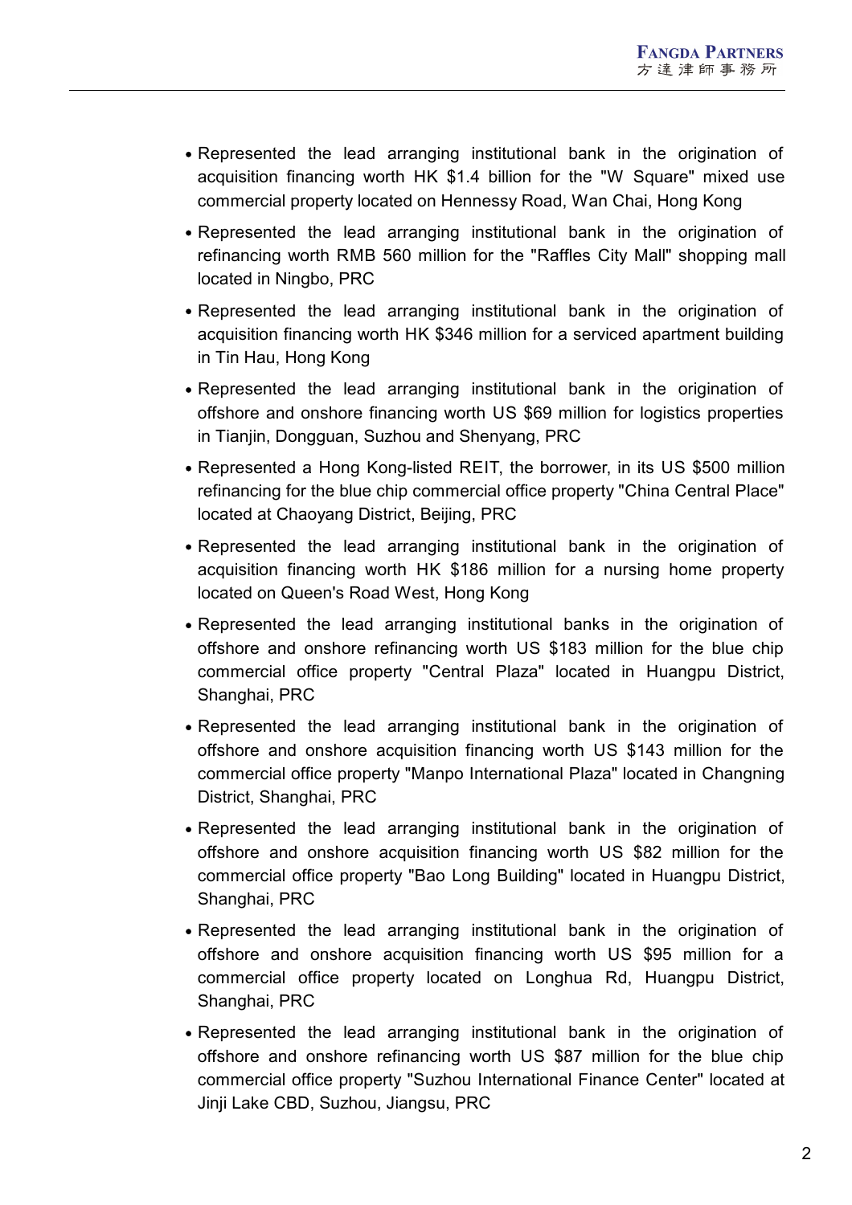- Represented the lead arranging institutional bank in the origination of acquisition financing worth HK $1.4 billion for the "W Square" mixed use commercial property located on Hennessy Road, Wan Chai, Hong Kong
- Represented the lead arranging institutional bank in the origination of refinancing worth RMB 560 million for the "Raffles City Mall" shopping mall located in Ningbo, PRC
- Represented the lead arranging institutional bank in the origination of acquisition financing worth HK $346 million for a serviced apartment building in Tin Hau, Hong Kong
- Represented the lead arranging institutional bank in the origination of offshore and onshore financing worth US $69 million for logistics properties in Tianjin, Dongguan, Suzhou and Shenyang, PRC
- Represented a Hong Kong-listed REIT, the borrower, in its US $500 million refinancing for the blue chip commercial office property "China Central Place" located at Chaoyang District, Beijing, PRC
- Represented the lead arranging institutional bank in the origination of acquisition financing worth HK $186 million for a nursing home property located on Queen's Road West, Hong Kong
- Represented the lead arranging institutional banks in the origination of offshore and onshore refinancing worth US $183 million for the blue chip commercial office property "Central Plaza" located in Huangpu District, Shanghai, PRC
- Represented the lead arranging institutional bank in the origination of offshore and onshore acquisition financing worth US $143 million for the commercial office property "Manpo International Plaza" located in Changning District, Shanghai, PRC
- Represented the lead arranging institutional bank in the origination of offshore and onshore acquisition financing worth US $82 million for the commercial office property "Bao Long Building" located in Huangpu District, Shanghai, PRC
- Represented the lead arranging institutional bank in the origination of offshore and onshore acquisition financing worth US $95 million for a commercial office property located on Longhua Rd, Huangpu District, Shanghai, PRC
- Represented the lead arranging institutional bank in the origination of offshore and onshore refinancing worth US $87 million for the blue chip commercial office property "Suzhou International Finance Center" located at Jinji Lake CBD, Suzhou, Jiangsu, PRC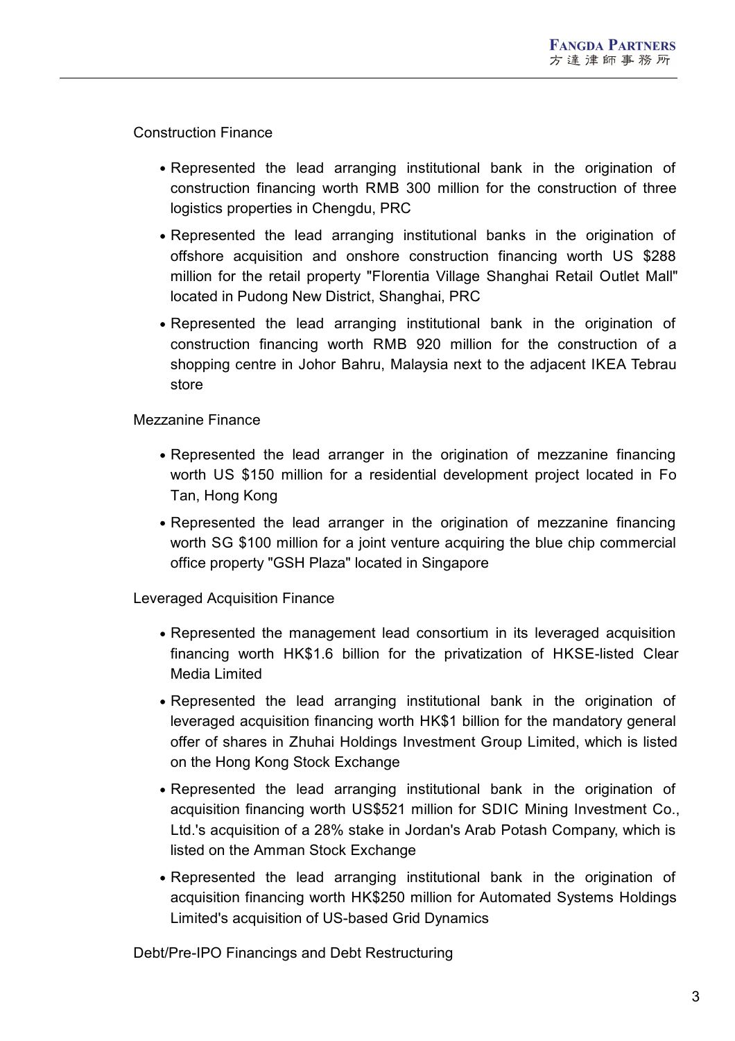Construction Finance

- Represented the lead arranging institutional bank in the origination of construction financing worth RMB 300 million for the construction of three logistics properties in Chengdu, PRC
- Represented the lead arranging institutional banks in the origination of offshore acquisition and onshore construction financing worth US $288 million for the retail property "Florentia Village Shanghai Retail Outlet Mall" located in Pudong New District, Shanghai, PRC
- Represented the lead arranging institutional bank in the origination of construction financing worth RMB 920 million for the construction of a shopping centre in Johor Bahru, Malaysia next to the adjacent IKEA Tebrau store

Mezzanine Finance

- Represented the lead arranger in the origination of mezzanine financing worth US $150 million for a residential development project located in Fo Tan, Hong Kong
- Represented the lead arranger in the origination of mezzanine financing worth SG $100 million for a joint venture acquiring the blue chip commercial office property "GSH Plaza" located in Singapore

Leveraged Acquisition Finance

- Represented the management lead consortium in its leveraged acquisition financing worth HK$1.6 billion for the privatization of HKSE-listed Clear Media Limited
- Represented the lead arranging institutional bank in the origination of leveraged acquisition financing worth HK$1 billion for the mandatory general offer of shares in Zhuhai Holdings Investment Group Limited, which is listed on the Hong Kong Stock Exchange
- Represented the lead arranging institutional bank in the origination of acquisition financing worth US$521 million for SDIC Mining Investment Co., Ltd.'s acquisition of a 28% stake in Jordan's Arab Potash Company, which is listed on the Amman Stock Exchange
- Represented the lead arranging institutional bank in the origination of acquisition financing worth HK$250 million for Automated Systems Holdings Limited's acquisition of US-based Grid Dynamics

Debt/Pre-IPO Financings and Debt Restructuring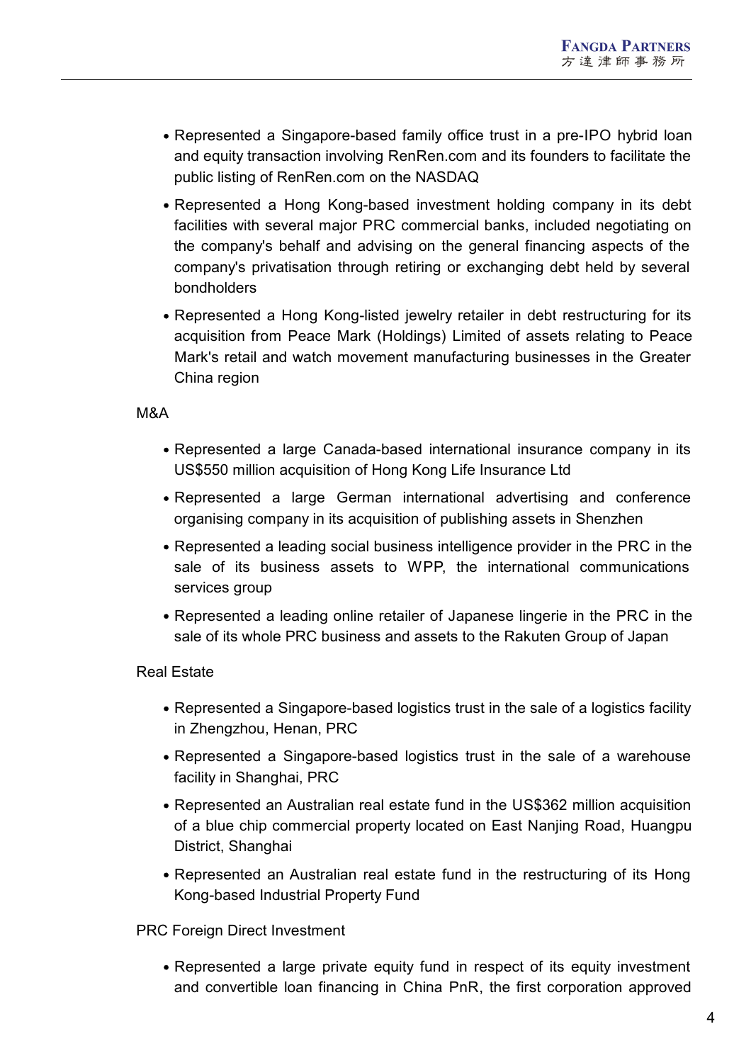- Represented a Singapore-based family office trust in a pre-IPO hybrid loan and equity transaction involving RenRen.com and its founders to facilitate the public listing of RenRen.com on the NASDAQ
- Represented a Hong Kong-based investment holding company in its debt facilities with several major PRC commercial banks, included negotiating on the company's behalf and advising on the general financing aspects of the company's privatisation through retiring or exchanging debt held by several bondholders
- Represented a Hong Kong-listed jewelry retailer in debt restructuring for its acquisition from Peace Mark (Holdings) Limited of assets relating to Peace Mark's retail and watch movement manufacturing businesses in the Greater China region

M&A

- Represented a large Canada-based international insurance company in its US$550 million acquisition of Hong Kong Life Insurance Ltd
- Represented a large German international advertising and conference organising company in its acquisition of publishing assets in Shenzhen
- Represented a leading social business intelligence provider in the PRC in the sale of its business assets to WPP, the international communications services group
- Represented a leading online retailer of Japanese lingerie in the PRC in the sale of its whole PRC business and assets to the Rakuten Group of Japan

Real Estate

- Represented a Singapore-based logistics trust in the sale of a logistics facility in Zhengzhou, Henan, PRC
- Represented a Singapore-based logistics trust in the sale of a warehouse facility in Shanghai, PRC
- Represented an Australian real estate fund in the US$362 million acquisition of a blue chip commercial property located on East Nanjing Road, Huangpu District, Shanghai
- Represented an Australian real estate fund in the restructuring of its Hong Kong-based Industrial Property Fund

PRC Foreign Direct Investment

- Represented a large private equity fund in respect of its equity investment and convertible loan financing in China PnR, the first corporation approved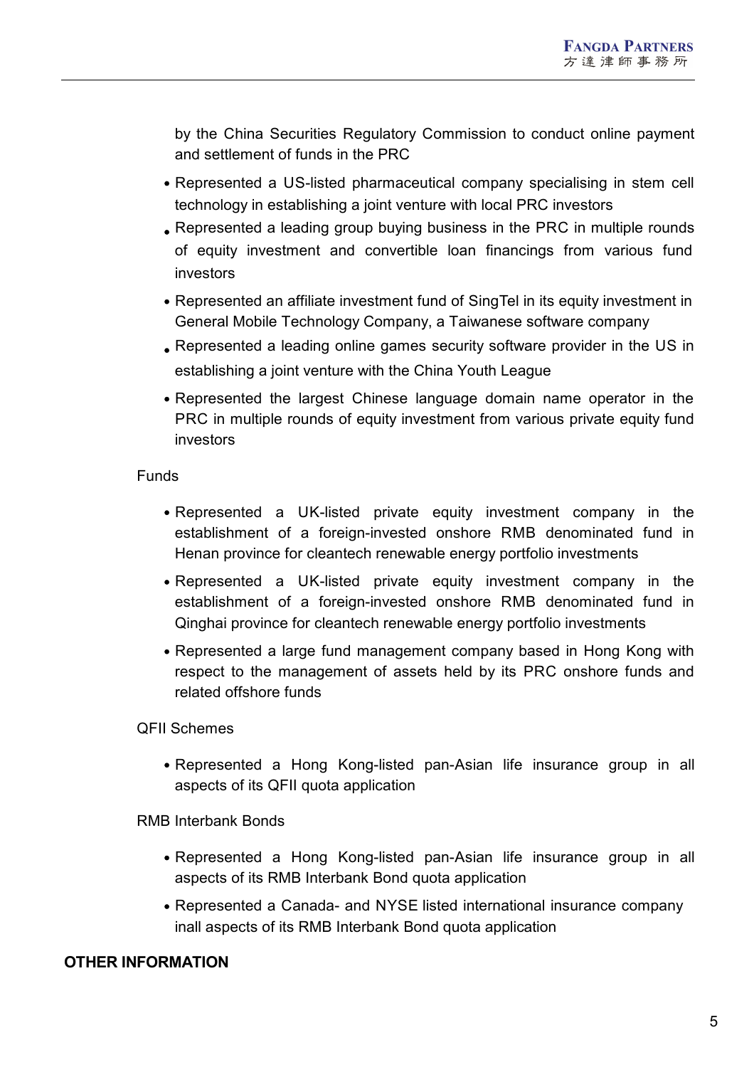by the China Securities Regulatory Commission to conduct online payment and settlement of funds in the PRC

- Represented a US-listed pharmaceutical company specialising in stem cell technology in establishing a joint venture with local PRC investors
- Represented a leading group buying business in the PRC in multiple rounds of equity investment and convertible loan financings from various fund investors
- Represented an affiliate investment fund of SingTel in its equity investment in General Mobile Technology Company, a Taiwanese software company
- Represented a leading online games security software provider in the US in establishing a joint venture with the China Youth League
- Represented the largest Chinese language domain name operator in the PRC in multiple rounds of equity investment from various private equity fund investors

Funds

- Represented a UK-listed private equity investment company in the establishment of a foreign-invested onshore RMB denominated fund in Henan province for cleantech renewable energy portfolio investments
- Represented a UK-listed private equity investment company in the establishment of a foreign-invested onshore RMB denominated fund in Qinghai province for cleantech renewable energy portfolio investments
- Represented a large fund management company based in Hong Kong with respect to the management of assets held by its PRC onshore funds and related offshore funds

QFII Schemes

- Represented a Hong Kong-listed pan-Asian life insurance group in all aspects of its QFII quota application

RMB Interbank Bonds

- Represented a Hong Kong-listed pan-Asian life insurance group in all aspects of its RMB Interbank Bond quota application
- Represented a Canada- and NYSE listed international insurance company inall aspects of its RMB Interbank Bond quota application

**OTHER INFORMATION**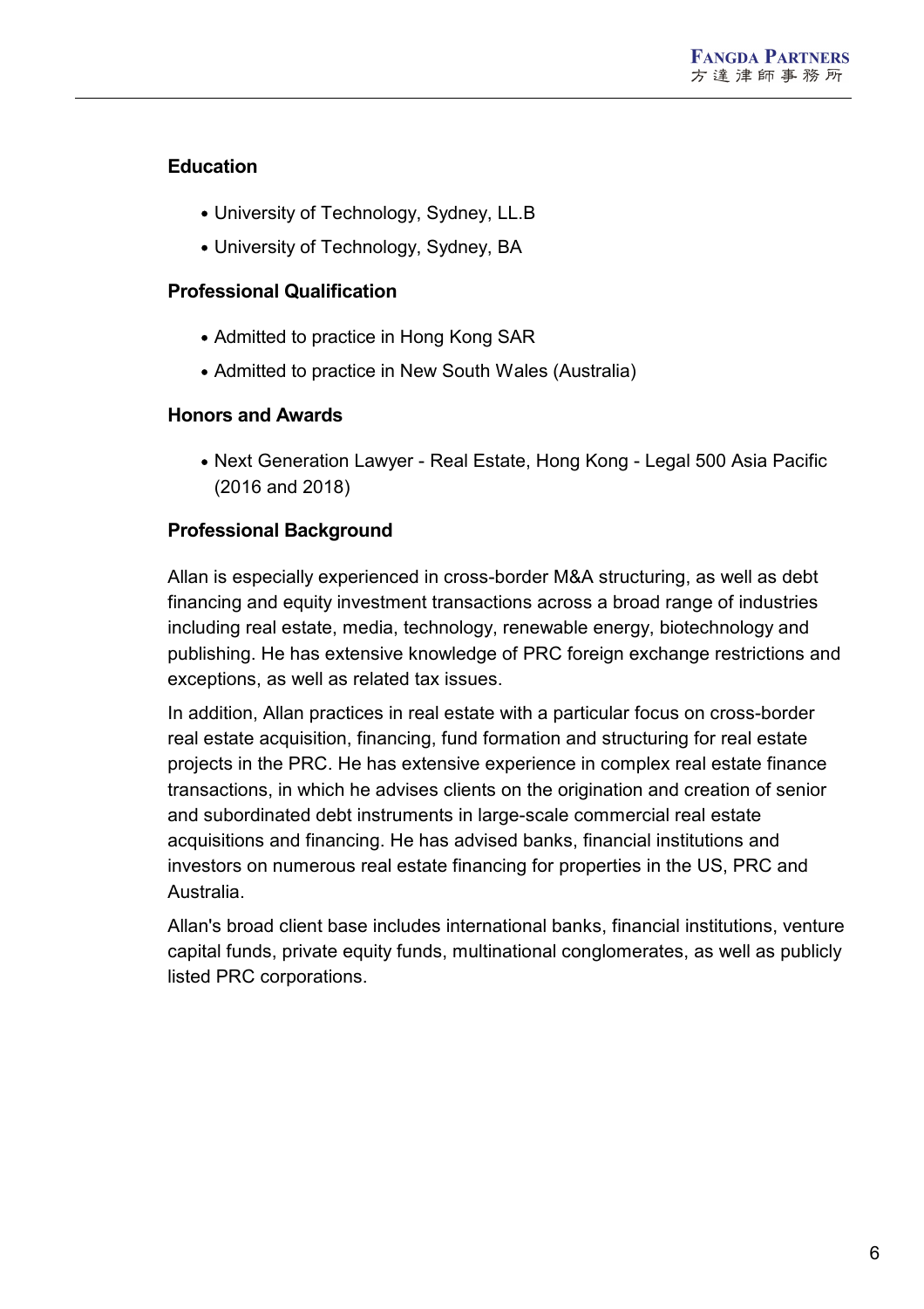### Education

- University of Technology, Sydney, LL.B
- University of Technology, Sydney, BA

### Professional Qualification

- Admitted to practice in Hong Kong SAR
- Admitted to practice in New South Wales (Australia)

### Honors and Awards

- Next Generation Lawyer - Real Estate, Hong Kong - Legal 500 Asia Pacific (2016 and 2018)

### Professional Background

Allan is especially experienced in cross-border M&A structuring, as well as debt financing and equity investment transactions across a broad range of industries including real estate, media, technology, renewable energy, biotechnology and publishing. He has extensive knowledge of PRC foreign exchange restrictions and exceptions, as well as related tax issues.

In addition, Allan practices in real estate with a particular focus on cross-border real estate acquisition, financing, fund formation and structuring for real estate projects in the PRC. He has extensive experience in complex real estate finance transactions, in which he advises clients on the origination and creation of senior and subordinated debt instruments in large-scale commercial real estate acquisitions and financing. He has advised banks, financial institutions and investors on numerous real estate financing for properties in the US, PRC and Australia.

Allan's broad client base includes international banks, financial institutions, venture capital funds, private equity funds, multinational conglomerates, as well as publicly listed PRC corporations.